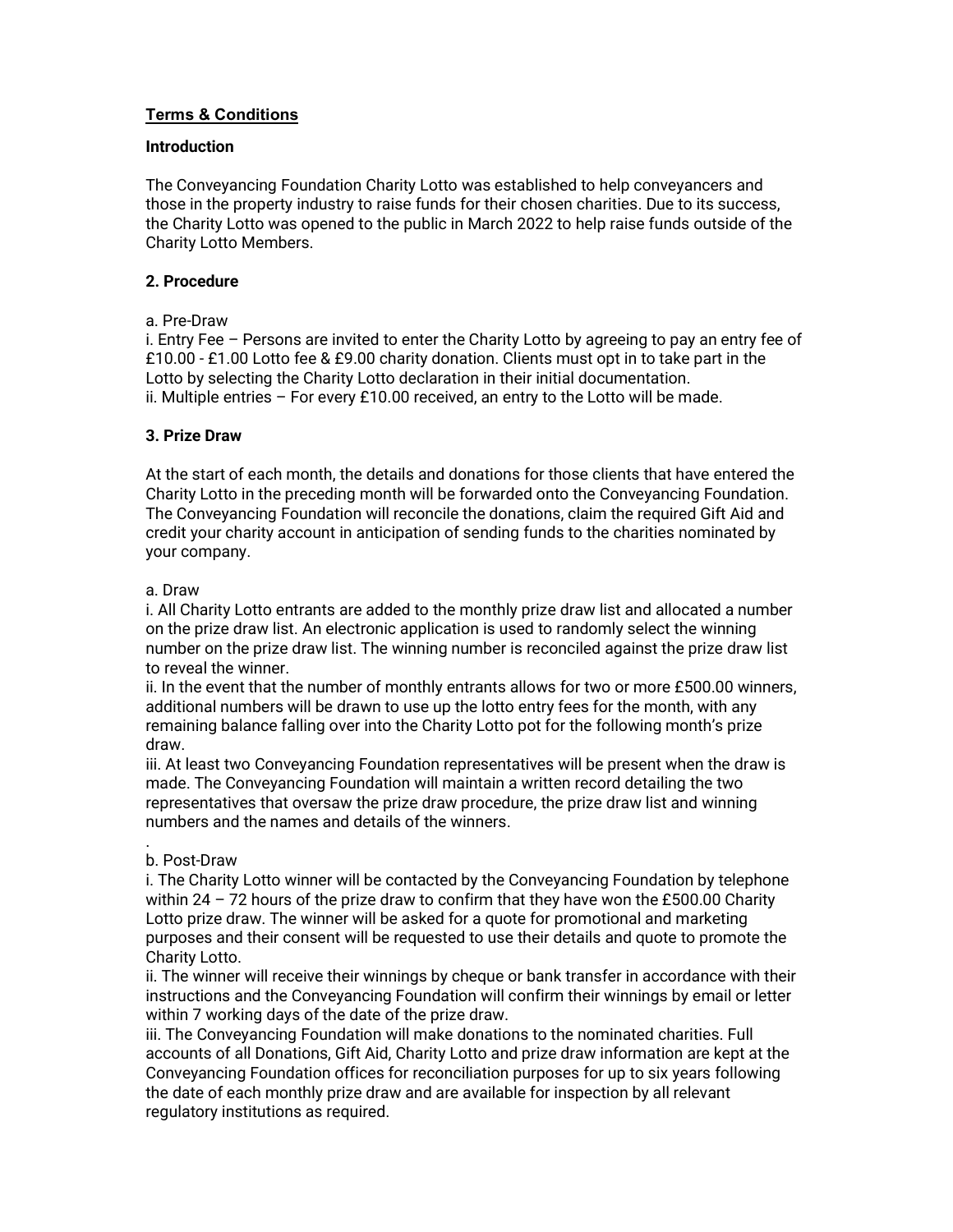# Terms & Conditions

## Introduction

The Conveyancing Foundation Charity Lotto was established to help conveyancers and those in the property industry to raise funds for their chosen charities. Due to its success, the Charity Lotto was opened to the public in March 2022 to help raise funds outside of the Charity Lotto Members.

## 2. Procedure

a. Pre-Draw

i. Entry Fee – Persons are invited to enter the Charity Lotto by agreeing to pay an entry fee of £10.00 - £1.00 Lotto fee & £9.00 charity donation. Clients must opt in to take part in the Lotto by selecting the Charity Lotto declaration in their initial documentation.

ii. Multiple entries – For every £10.00 received, an entry to the Lotto will be made.

## 3. Prize Draw

At the start of each month, the details and donations for those clients that have entered the Charity Lotto in the preceding month will be forwarded onto the Conveyancing Foundation. The Conveyancing Foundation will reconcile the donations, claim the required Gift Aid and credit your charity account in anticipation of sending funds to the charities nominated by your company.

a. Draw

i. All Charity Lotto entrants are added to the monthly prize draw list and allocated a number on the prize draw list. An electronic application is used to randomly select the winning number on the prize draw list. The winning number is reconciled against the prize draw list to reveal the winner.

ii. In the event that the number of monthly entrants allows for two or more £500.00 winners, additional numbers will be drawn to use up the lotto entry fees for the month, with any remaining balance falling over into the Charity Lotto pot for the following month's prize draw.

iii. At least two Conveyancing Foundation representatives will be present when the draw is made. The Conveyancing Foundation will maintain a written record detailing the two representatives that oversaw the prize draw procedure, the prize draw list and winning numbers and the names and details of the winners.

b. Post-Draw

i. The Charity Lotto winner will be contacted by the Conveyancing Foundation by telephone within 24 – 72 hours of the prize draw to confirm that they have won the £500.00 Charity Lotto prize draw. The winner will be asked for a quote for promotional and marketing purposes and their consent will be requested to use their details and quote to promote the Charity Lotto.

ii. The winner will receive their winnings by cheque or bank transfer in accordance with their instructions and the Conveyancing Foundation will confirm their winnings by email or letter within 7 working days of the date of the prize draw.

iii. The Conveyancing Foundation will make donations to the nominated charities. Full accounts of all Donations, Gift Aid, Charity Lotto and prize draw information are kept at the Conveyancing Foundation offices for reconciliation purposes for up to six years following the date of each monthly prize draw and are available for inspection by all relevant regulatory institutions as required.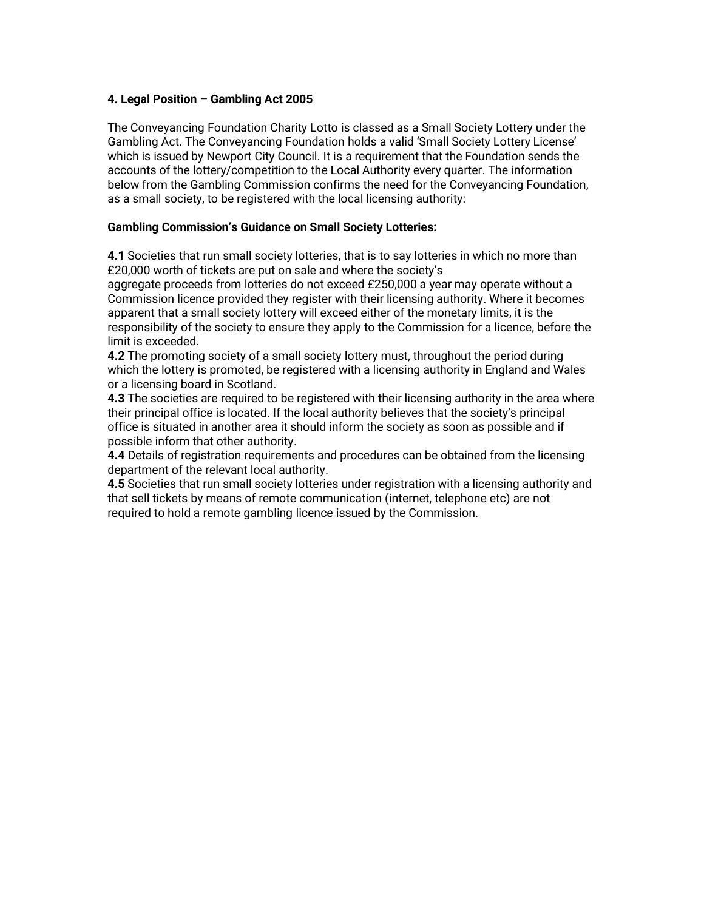### 4. Legal Position – Gambling Act 2005

The Conveyancing Foundation Charity Lotto is classed as a Small Society Lottery under the Gambling Act. The Conveyancing Foundation holds a valid 'Small Society Lottery License' which is issued by Newport City Council. It is a requirement that the Foundation sends the accounts of the lottery/competition to the Local Authority every quarter. The information below from the Gambling Commission confirms the need for the Conveyancing Foundation, as a small society, to be registered with the local licensing authority:

**Gambling Commission's Guidance on Small Society Lotteries:**

**4.1** Societies that run small society lotteries, that is to say lotteries in which no more than £20,000 worth of tickets are put on sale and where the society's aggregate proceeds from lotteries do not exceed £250,000 a year may operate without a Commission licence provided they register with their licensing authority. Where it becomes apparent that a small society lottery will exceed either of the monetary limits, it is the responsibility of the society to ensure they apply to the Commission for a licence, before the limit is exceeded.
**4.2** The promoting society of a small society lottery must, throughout the period during which the lottery is promoted, be registered with a licensing authority in England and Wales or a licensing board in Scotland.
**4.3** The societies are required to be registered with their licensing authority in the area where their principal office is located. If the local authority believes that the society's principal office is situated in another area it should inform the society as soon as possible and if possible inform that other authority.
**4.4** Details of registration requirements and procedures can be obtained from the licensing department of the relevant local authority.
**4.5** Societies that run small society lotteries under registration with a licensing authority and that sell tickets by means of remote communication (internet, telephone etc) are not required to hold a remote gambling licence issued by the Commission.